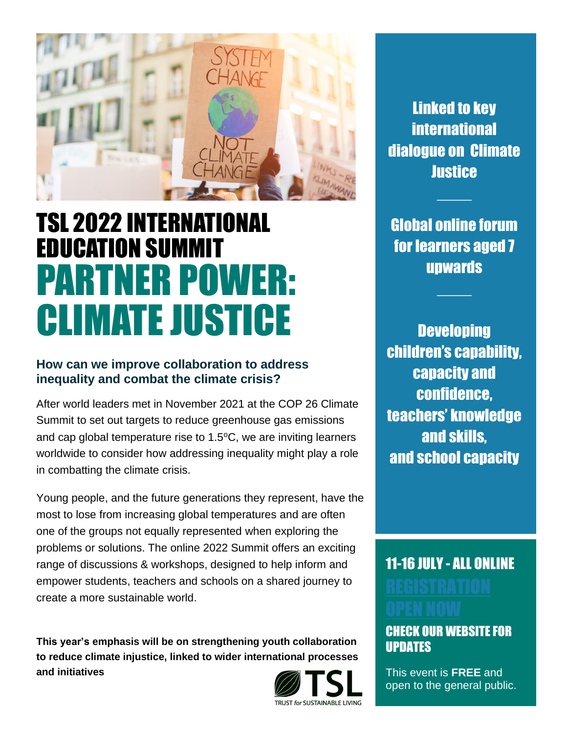# TSL 2022 INTERNATIONAL EDUCATION SUMMIT

# PARTNER POWER: CLIMATE JUSTICE

### How can we improve collaboration to address inequality and combat the climate crisis?

After world leaders met in November 2021 at the COP 26 Climate Summit to set out targets to reduce greenhouse gas emissions and cap global temperature rise to 1.5ºC, we are inviting learners worldwide to consider how addressing inequality might play a role in combatting the climate crisis.

Young people, and the future generations they represent, have the most to lose from increasing global temperatures and are often one of the groups not equally represented when exploring the problems or solutions. The online 2022 Summit offers an exciting range of discussions & workshops, designed to help inform and empower students, teachers and schools on a shared journey to create a more sustainable world.

**This year's emphasis will be on strengthening youth collaboration to reduce climate injustice, linked to wider international processes and initiatives**

TSL
TRUST *for* SUSTAINABLE LIVING

**Linked to key international dialogue on Climate Justice**

---

**Global online forum for learners aged 7 upwards**

---

**Developing children's capability, capacity and confidence, teachers' knowledge and skills, and school capacity**

**11-16 JULY - ALL ONLINE**

**REGISTRATION OPEN NOW**

**CHECK OUR WEBSITE FOR UPDATES**

This event is **FREE** and open to the general public.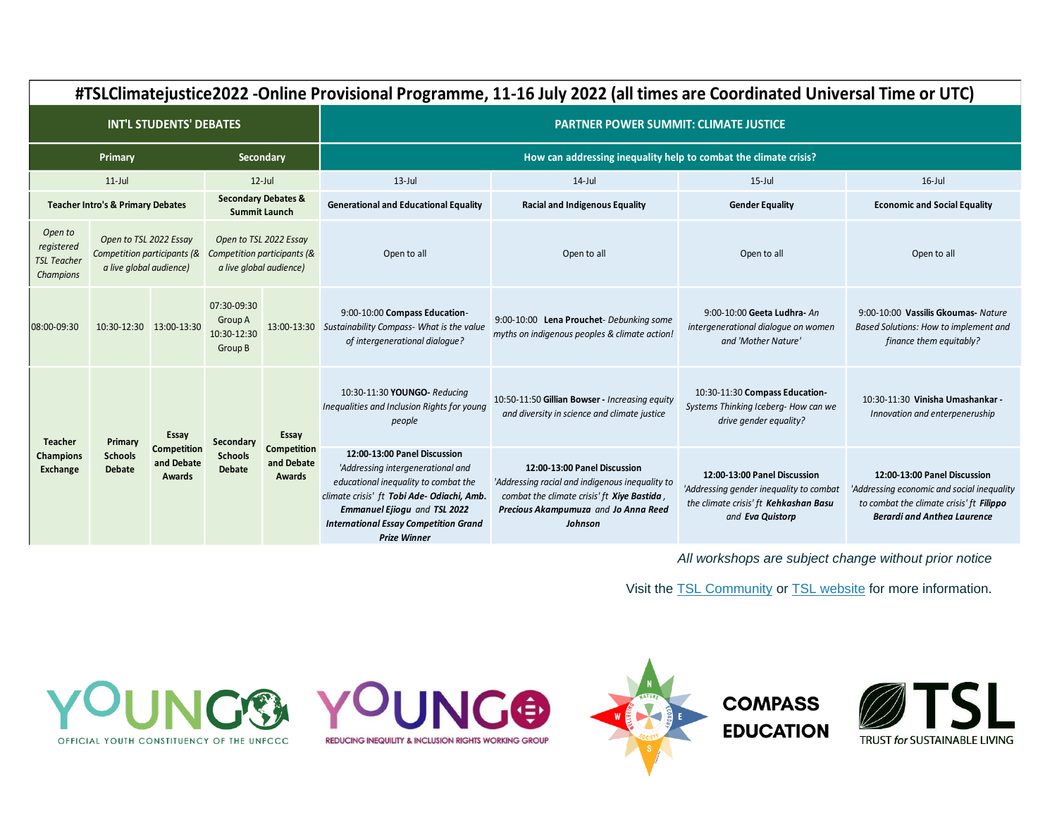# #TSLClimatejustice2022 -Online Provisional Programme, 11-16 July 2022 (all times are Coordinated Universal Time or UTC)

| INT'L STUDENTS' DEBATES | | | | | PARTNER POWER SUMMIT: CLIMATE JUSTICE | | | |
|---|---|---|---|---|---|---|---|---|
| Primary | | | Secondary | | How can addressing inequality help to combat the climate crisis? | | | |
| 11-Jul | | | 12-Jul | | 13-Jul | 14-Jul | 15-Jul | 16-Jul |
| Teacher Intro's & Primary Debates | | | Secondary Debates & Summit Launch | | Generational and Educational Equality | Racial and Indigenous Equality | Gender Equality | Economic and Social Equality |
| *Open to registered TSL Teacher Champions* | *Open to TSL 2022 Essay Competition participants (& a live global audience)* | | *Open to TSL 2022 Essay Competition participants (& a live global audience)* | | Open to all | Open to all | Open to all | Open to all |
| 08:00-09:30 | 10:30-12:30 | 13:00-13:30 | 07:30-09:30 Group A 10:30-12:30 Group B | 13:00-13:30 | 9:00-10:00 **Compass Education**- *Sustainability Compass- What is the value of intergenerational dialogue?* | 9:00-10:00 **Lena Prouchet**- *Debunking some myths on indigenous peoples & climate action!* | 9:00-10:00 **Geeta Ludhra**- *An intergenerational dialogue on women and 'Mother Nature'* | 9:00-10:00 **Vassilis Gkoumas**- *Nature Based Solutions: How to implement and finance them equitably?* |
| **Teacher Champions Exchange** | **Primary Schools Debate** | **Essay Competition and Debate Awards** | **Secondary Schools Debate** | **Essay Competition and Debate Awards** | 10:30-11:30 **YOUNGO**- *Reducing Inequalities and Inclusion Rights for young people* | 10:50-11:50 **Gillian Bowser** - *Increasing equity and diversity in science and climate justice* | 10:30-11:30 **Compass Education**- *Systems Thinking Iceberg- How can we drive gender equality?* | 10:30-11:30 **Vinisha Umashankar** - *Innovation and enterpeneurship* |
| | | | | | **12:00-13:00 Panel Discussion** *'Addressing intergenerational and educational inequality to combat the climate crisis' ft* ***Tobi Ade- Odiachi, Amb. Emmanuel Ejiogu*** *and* ***TSL 2022 International Essay Competition Grand Prize Winner*** | **12:00-13:00 Panel Discussion** *'Addressing racial and indigenous inequality to combat the climate crisis' ft* ***Xiye Bastida***, ***Precious Akampumuza*** *and* ***Jo Anna Reed Johnson*** | **12:00-13:00 Panel Discussion** *'Addressing gender inequality to combat the climate crisis' ft* ***Kehkashan Basu*** *and* ***Eva Quistorp*** | **12:00-13:00 Panel Discussion** *'Addressing economic and social inequality to combat the climate crisis' ft* ***Filippo Berardi and Anthea Laurence*** |

*All workshops are subject change without prior notice*

Visit the TSL Community or TSL website for more information.

YOUNGO OFFICIAL YOUTH CONSTITUENCY OF THE UNFCCC

YOUNGO REDUCING INEQUALITY & INCLUSION RIGHTS WORKING GROUP

COMPASS EDUCATION

TSL TRUST *for* SUSTAINABLE LIVING